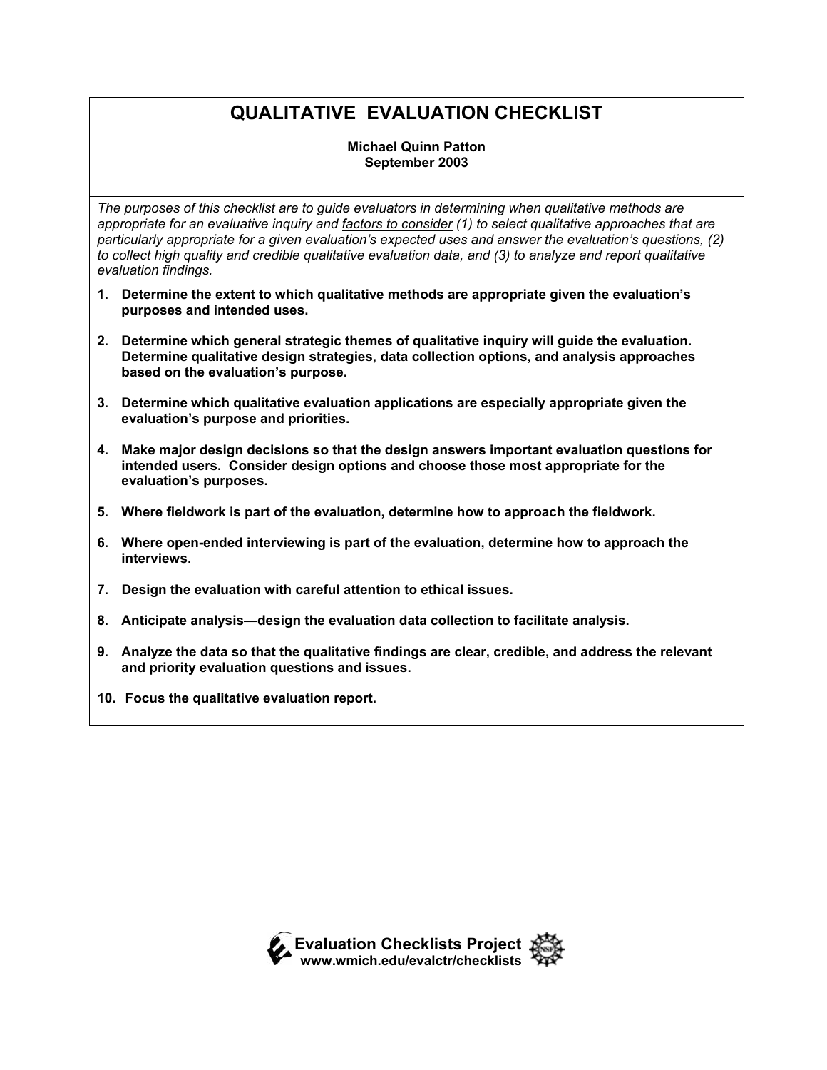# QUALITATIVE EVALUATION CHECKLIST

**Michael Quinn Patton**
**September 2003**

*The purposes of this checklist are to guide evaluators in determining when qualitative methods are appropriate for an evaluative inquiry and <u>factors to consider</u> (1) to select qualitative approaches that are particularly appropriate for a given evaluation's expected uses and answer the evaluation's questions, (2) to collect high quality and credible qualitative evaluation data, and (3) to analyze and report qualitative evaluation findings.*

1. **Determine the extent to which qualitative methods are appropriate given the evaluation's purposes and intended uses.**

2. **Determine which general strategic themes of qualitative inquiry will guide the evaluation. Determine qualitative design strategies, data collection options, and analysis approaches based on the evaluation's purpose.**

3. **Determine which qualitative evaluation applications are especially appropriate given the evaluation's purpose and priorities.**

4. **Make major design decisions so that the design answers important evaluation questions for intended users. Consider design options and choose those most appropriate for the evaluation's purposes.**

5. **Where fieldwork is part of the evaluation, determine how to approach the fieldwork.**

6. **Where open-ended interviewing is part of the evaluation, determine how to approach the interviews.**

7. **Design the evaluation with careful attention to ethical issues.**

8. **Anticipate analysis—design the evaluation data collection to facilitate analysis.**

9. **Analyze the data so that the qualitative findings are clear, credible, and address the relevant and priority evaluation questions and issues.**

10. **Focus the qualitative evaluation report.**

**Evaluation Checklists Project**
**www.wmich.edu/evalctr/checklists**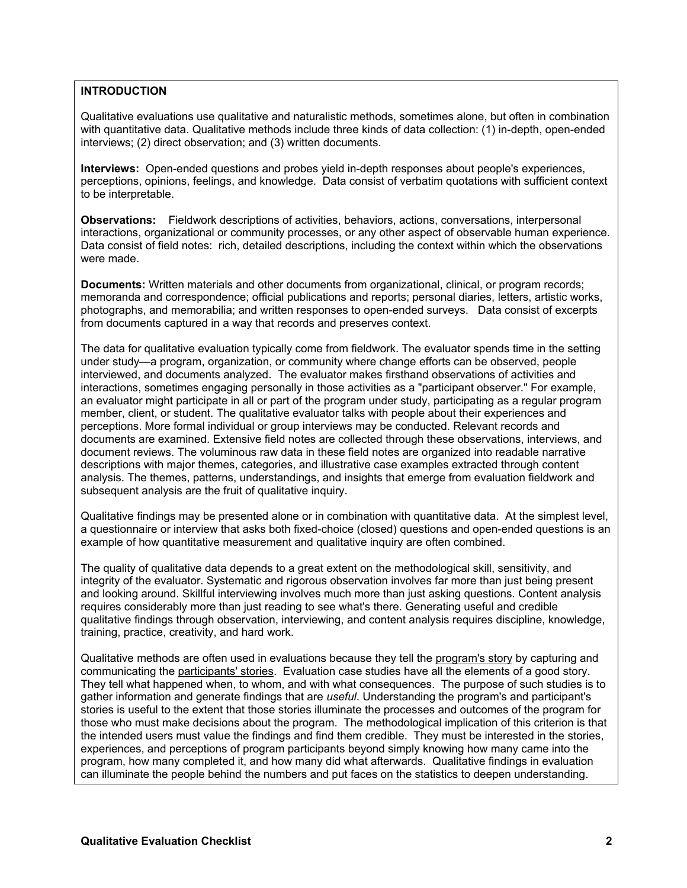## INTRODUCTION

Qualitative evaluations use qualitative and naturalistic methods, sometimes alone, but often in combination with quantitative data. Qualitative methods include three kinds of data collection: (1) in-depth, open-ended interviews; (2) direct observation; and (3) written documents.

**Interviews:** Open-ended questions and probes yield in-depth responses about people's experiences, perceptions, opinions, feelings, and knowledge. Data consist of verbatim quotations with sufficient context to be interpretable.

**Observations:** Fieldwork descriptions of activities, behaviors, actions, conversations, interpersonal interactions, organizational or community processes, or any other aspect of observable human experience. Data consist of field notes: rich, detailed descriptions, including the context within which the observations were made.

**Documents:** Written materials and other documents from organizational, clinical, or program records; memoranda and correspondence; official publications and reports; personal diaries, letters, artistic works, photographs, and memorabilia; and written responses to open-ended surveys. Data consist of excerpts from documents captured in a way that records and preserves context.

The data for qualitative evaluation typically come from fieldwork. The evaluator spends time in the setting under study—a program, organization, or community where change efforts can be observed, people interviewed, and documents analyzed. The evaluator makes firsthand observations of activities and interactions, sometimes engaging personally in those activities as a "participant observer." For example, an evaluator might participate in all or part of the program under study, participating as a regular program member, client, or student. The qualitative evaluator talks with people about their experiences and perceptions. More formal individual or group interviews may be conducted. Relevant records and documents are examined. Extensive field notes are collected through these observations, interviews, and document reviews. The voluminous raw data in these field notes are organized into readable narrative descriptions with major themes, categories, and illustrative case examples extracted through content analysis. The themes, patterns, understandings, and insights that emerge from evaluation fieldwork and subsequent analysis are the fruit of qualitative inquiry.

Qualitative findings may be presented alone or in combination with quantitative data. At the simplest level, a questionnaire or interview that asks both fixed-choice (closed) questions and open-ended questions is an example of how quantitative measurement and qualitative inquiry are often combined.

The quality of qualitative data depends to a great extent on the methodological skill, sensitivity, and integrity of the evaluator. Systematic and rigorous observation involves far more than just being present and looking around. Skillful interviewing involves much more than just asking questions. Content analysis requires considerably more than just reading to see what's there. Generating useful and credible qualitative findings through observation, interviewing, and content analysis requires discipline, knowledge, training, practice, creativity, and hard work.

Qualitative methods are often used in evaluations because they tell the program's story by capturing and communicating the participants' stories. Evaluation case studies have all the elements of a good story. They tell what happened when, to whom, and with what consequences. The purpose of such studies is to gather information and generate findings that are *useful*. Understanding the program's and participant's stories is useful to the extent that those stories illuminate the processes and outcomes of the program for those who must make decisions about the program. The methodological implication of this criterion is that the intended users must value the findings and find them credible. They must be interested in the stories, experiences, and perceptions of program participants beyond simply knowing how many came into the program, how many completed it, and how many did what afterwards. Qualitative findings in evaluation can illuminate the people behind the numbers and put faces on the statistics to deepen understanding.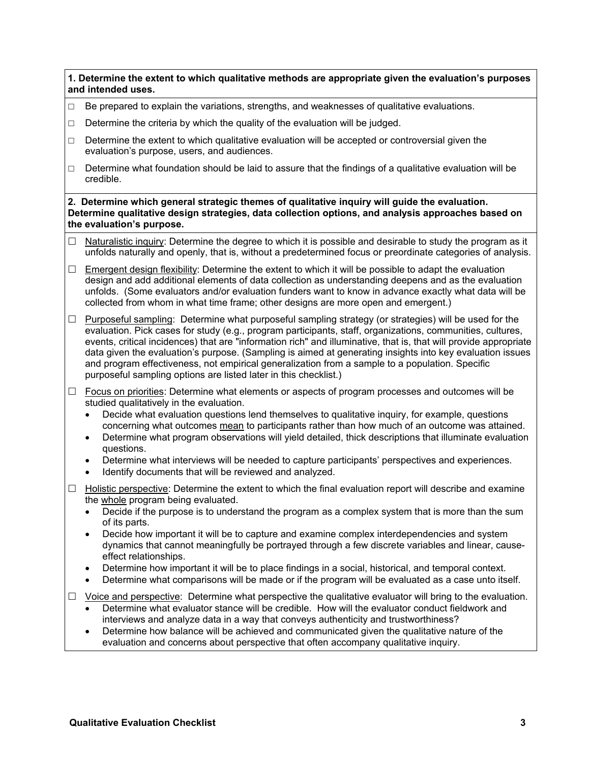**1. Determine the extent to which qualitative methods are appropriate given the evaluation's purposes and intended uses.**

- □ Be prepared to explain the variations, strengths, and weaknesses of qualitative evaluations.
- □ Determine the criteria by which the quality of the evaluation will be judged.
- □ Determine the extent to which qualitative evaluation will be accepted or controversial given the evaluation's purpose, users, and audiences.
- □ Determine what foundation should be laid to assure that the findings of a qualitative evaluation will be credible.

**2. Determine which general strategic themes of qualitative inquiry will guide the evaluation. Determine qualitative design strategies, data collection options, and analysis approaches based on the evaluation's purpose.**

- ☐ Naturalistic inquiry: Determine the degree to which it is possible and desirable to study the program as it unfolds naturally and openly, that is, without a predetermined focus or preordinate categories of analysis.
- ☐ Emergent design flexibility: Determine the extent to which it will be possible to adapt the evaluation design and add additional elements of data collection as understanding deepens and as the evaluation unfolds. (Some evaluators and/or evaluation funders want to know in advance exactly what data will be collected from whom in what time frame; other designs are more open and emergent.)
- ☐ Purposeful sampling: Determine what purposeful sampling strategy (or strategies) will be used for the evaluation. Pick cases for study (e.g., program participants, staff, organizations, communities, cultures, events, critical incidences) that are "information rich" and illuminative, that is, that will provide appropriate data given the evaluation's purpose. (Sampling is aimed at generating insights into key evaluation issues and program effectiveness, not empirical generalization from a sample to a population. Specific purposeful sampling options are listed later in this checklist.)
- ☐ Focus on priorities: Determine what elements or aspects of program processes and outcomes will be studied qualitatively in the evaluation.
  - Decide what evaluation questions lend themselves to qualitative inquiry, for example, questions concerning what outcomes mean to participants rather than how much of an outcome was attained.
  - Determine what program observations will yield detailed, thick descriptions that illuminate evaluation questions.
  - Determine what interviews will be needed to capture participants' perspectives and experiences.
  - Identify documents that will be reviewed and analyzed.
- ☐ Holistic perspective: Determine the extent to which the final evaluation report will describe and examine the whole program being evaluated.
  - Decide if the purpose is to understand the program as a complex system that is more than the sum of its parts.
  - Decide how important it will be to capture and examine complex interdependencies and system dynamics that cannot meaningfully be portrayed through a few discrete variables and linear, cause-effect relationships.
  - Determine how important it will be to place findings in a social, historical, and temporal context.
  - Determine what comparisons will be made or if the program will be evaluated as a case unto itself.
- ☐ Voice and perspective: Determine what perspective the qualitative evaluator will bring to the evaluation.
  - Determine what evaluator stance will be credible. How will the evaluator conduct fieldwork and interviews and analyze data in a way that conveys authenticity and trustworthiness?
  - Determine how balance will be achieved and communicated given the qualitative nature of the evaluation and concerns about perspective that often accompany qualitative inquiry.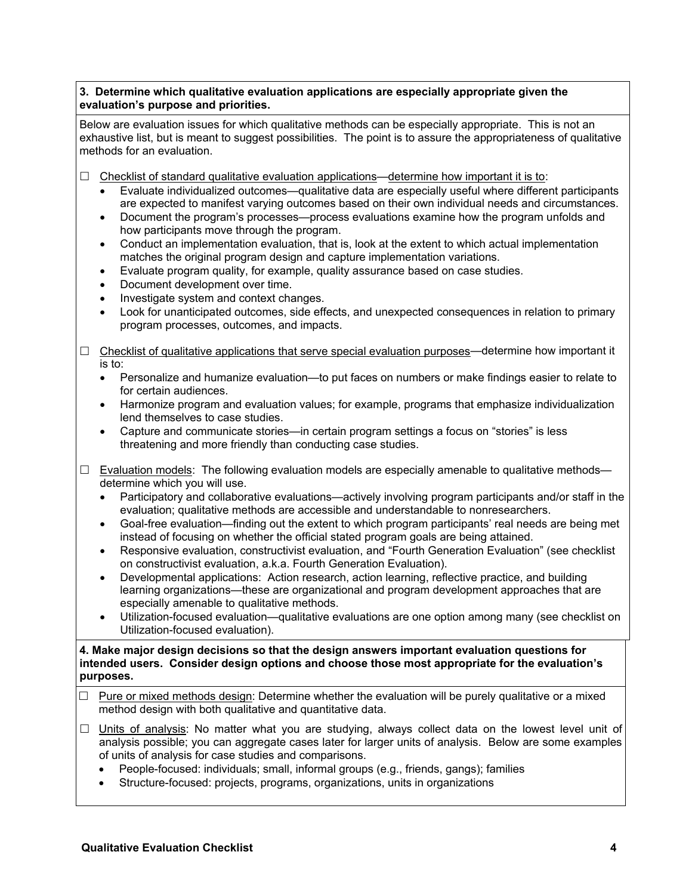**3. Determine which qualitative evaluation applications are especially appropriate given the evaluation's purpose and priorities.**

Below are evaluation issues for which qualitative methods can be especially appropriate. This is not an exhaustive list, but is meant to suggest possibilities. The point is to assure the appropriateness of qualitative methods for an evaluation.

☐ Checklist of standard qualitative evaluation applications—determine how important it is to:

- Evaluate individualized outcomes—qualitative data are especially useful where different participants are expected to manifest varying outcomes based on their own individual needs and circumstances.
- Document the program's processes—process evaluations examine how the program unfolds and how participants move through the program.
- Conduct an implementation evaluation, that is, look at the extent to which actual implementation matches the original program design and capture implementation variations.
- Evaluate program quality, for example, quality assurance based on case studies.
- Document development over time.
- Investigate system and context changes.
- Look for unanticipated outcomes, side effects, and unexpected consequences in relation to primary program processes, outcomes, and impacts.

☐ Checklist of qualitative applications that serve special evaluation purposes—determine how important it is to:

- Personalize and humanize evaluation—to put faces on numbers or make findings easier to relate to for certain audiences.
- Harmonize program and evaluation values; for example, programs that emphasize individualization lend themselves to case studies.
- Capture and communicate stories—in certain program settings a focus on "stories" is less threatening and more friendly than conducting case studies.

☐ Evaluation models: The following evaluation models are especially amenable to qualitative methods—determine which you will use.

- Participatory and collaborative evaluations—actively involving program participants and/or staff in the evaluation; qualitative methods are accessible and understandable to nonresearchers.
- Goal-free evaluation—finding out the extent to which program participants' real needs are being met instead of focusing on whether the official stated program goals are being attained.
- Responsive evaluation, constructivist evaluation, and "Fourth Generation Evaluation" (see checklist on constructivist evaluation, a.k.a. Fourth Generation Evaluation).
- Developmental applications: Action research, action learning, reflective practice, and building learning organizations—these are organizational and program development approaches that are especially amenable to qualitative methods.
- Utilization-focused evaluation—qualitative evaluations are one option among many (see checklist on Utilization-focused evaluation).

**4. Make major design decisions so that the design answers important evaluation questions for intended users. Consider design options and choose those most appropriate for the evaluation's purposes.**

☐ Pure or mixed methods design: Determine whether the evaluation will be purely qualitative or a mixed method design with both qualitative and quantitative data.

☐ Units of analysis: No matter what you are studying, always collect data on the lowest level unit of analysis possible; you can aggregate cases later for larger units of analysis. Below are some examples of units of analysis for case studies and comparisons.

- People-focused: individuals; small, informal groups (e.g., friends, gangs); families
- Structure-focused: projects, programs, organizations, units in organizations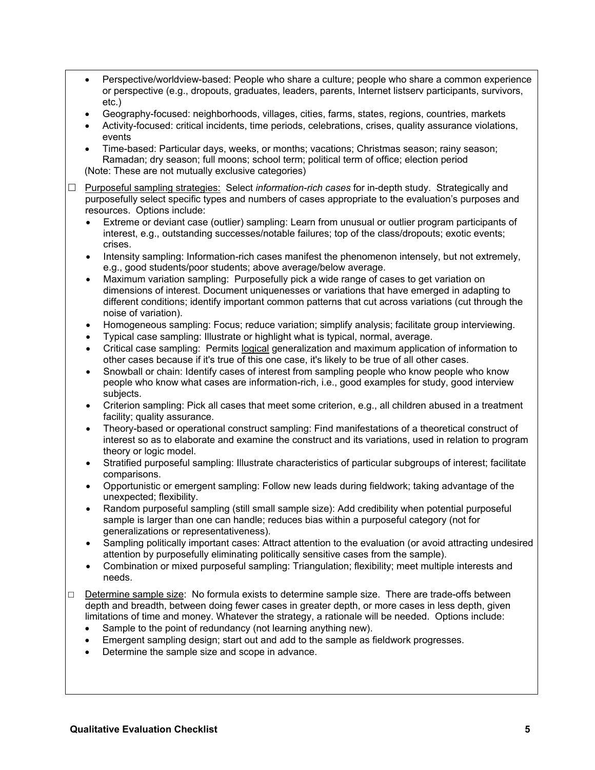- Perspective/worldview-based: People who share a culture; people who share a common experience or perspective (e.g., dropouts, graduates, leaders, parents, Internet listserv participants, survivors, etc.)
- Geography-focused: neighborhoods, villages, cities, farms, states, regions, countries, markets
- Activity-focused: critical incidents, time periods, celebrations, crises, quality assurance violations, events
- Time-based: Particular days, weeks, or months; vacations; Christmas season; rainy season; Ramadan; dry season; full moons; school term; political term of office; election period

(Note: These are not mutually exclusive categories)

☐ Purposeful sampling strategies: Select *information-rich cases* for in-depth study. Strategically and purposefully select specific types and numbers of cases appropriate to the evaluation's purposes and resources. Options include:

- Extreme or deviant case (outlier) sampling: Learn from unusual or outlier program participants of interest, e.g., outstanding successes/notable failures; top of the class/dropouts; exotic events; crises.
- Intensity sampling: Information-rich cases manifest the phenomenon intensely, but not extremely, e.g., good students/poor students; above average/below average.
- Maximum variation sampling: Purposefully pick a wide range of cases to get variation on dimensions of interest. Document uniquenesses or variations that have emerged in adapting to different conditions; identify important common patterns that cut across variations (cut through the noise of variation).
- Homogeneous sampling: Focus; reduce variation; simplify analysis; facilitate group interviewing.
- Typical case sampling: Illustrate or highlight what is typical, normal, average.
- Critical case sampling: Permits logical generalization and maximum application of information to other cases because if it's true of this one case, it's likely to be true of all other cases.
- Snowball or chain: Identify cases of interest from sampling people who know people who know people who know what cases are information-rich, i.e., good examples for study, good interview subjects.
- Criterion sampling: Pick all cases that meet some criterion, e.g., all children abused in a treatment facility; quality assurance.
- Theory-based or operational construct sampling: Find manifestations of a theoretical construct of interest so as to elaborate and examine the construct and its variations, used in relation to program theory or logic model.
- Stratified purposeful sampling: Illustrate characteristics of particular subgroups of interest; facilitate comparisons.
- Opportunistic or emergent sampling: Follow new leads during fieldwork; taking advantage of the unexpected; flexibility.
- Random purposeful sampling (still small sample size): Add credibility when potential purposeful sample is larger than one can handle; reduces bias within a purposeful category (not for generalizations or representativeness).
- Sampling politically important cases: Attract attention to the evaluation (or avoid attracting undesired attention by purposefully eliminating politically sensitive cases from the sample).
- Combination or mixed purposeful sampling: Triangulation; flexibility; meet multiple interests and needs.

☐ Determine sample size: No formula exists to determine sample size. There are trade-offs between depth and breadth, between doing fewer cases in greater depth, or more cases in less depth, given limitations of time and money. Whatever the strategy, a rationale will be needed. Options include:

- Sample to the point of redundancy (not learning anything new).
- Emergent sampling design; start out and add to the sample as fieldwork progresses.
- Determine the sample size and scope in advance.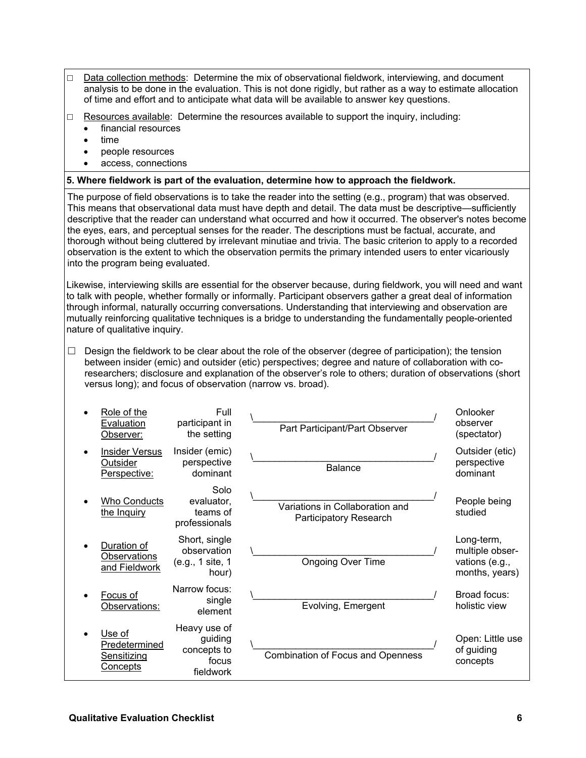- ☐ Data collection methods: Determine the mix of observational fieldwork, interviewing, and document analysis to be done in the evaluation. This is not done rigidly, but rather as a way to estimate allocation of time and effort and to anticipate what data will be available to answer key questions.
- ☐ Resources available: Determine the resources available to support the inquiry, including:
  - financial resources
  - time
  - people resources
  - access, connections

**5. Where fieldwork is part of the evaluation, determine how to approach the fieldwork.**

The purpose of field observations is to take the reader into the setting (e.g., program) that was observed. This means that observational data must have depth and detail. The data must be descriptive—sufficiently descriptive that the reader can understand what occurred and how it occurred. The observer's notes become the eyes, ears, and perceptual senses for the reader. The descriptions must be factual, accurate, and thorough without being cluttered by irrelevant minutiae and trivia. The basic criterion to apply to a recorded observation is the extent to which the observation permits the primary intended users to enter vicariously into the program being evaluated.

Likewise, interviewing skills are essential for the observer because, during fieldwork, you will need and want to talk with people, whether formally or informally. Participant observers gather a great deal of information through informal, naturally occurring conversations. Understanding that interviewing and observation are mutually reinforcing qualitative techniques is a bridge to understanding the fundamentally people-oriented nature of qualitative inquiry.

- ☐ Design the fieldwork to be clear about the role of the observer (degree of participation); the tension between insider (emic) and outsider (etic) perspectives; degree and nature of collaboration with co-researchers; disclosure and explanation of the observer's role to others; duration of observations (short versus long); and focus of observation (narrow vs. broad).

| Dimension | One end | Middle | Other end |
|---|---|---|---|
| Role of the Evaluation Observer: | Full participant in the setting | Part Participant/Part Observer | Onlooker observer (spectator) |
| Insider Versus Outsider Perspective: | Insider (emic) perspective dominant | Balance | Outsider (etic) perspective dominant |
| Who Conducts the Inquiry | Solo evaluator, teams of professionals | Variations in Collaboration and Participatory Research | People being studied |
| Duration of Observations and Fieldwork | Short, single observation (e.g., 1 site, 1 hour) | Ongoing Over Time | Long-term, multiple observations (e.g., months, years) |
| Focus of Observations: | Narrow focus: single element | Evolving, Emergent | Broad focus: holistic view |
| Use of Predetermined Sensitizing Concepts | Heavy use of guiding concepts to focus fieldwork | Combination of Focus and Openness | Open: Little use of guiding concepts |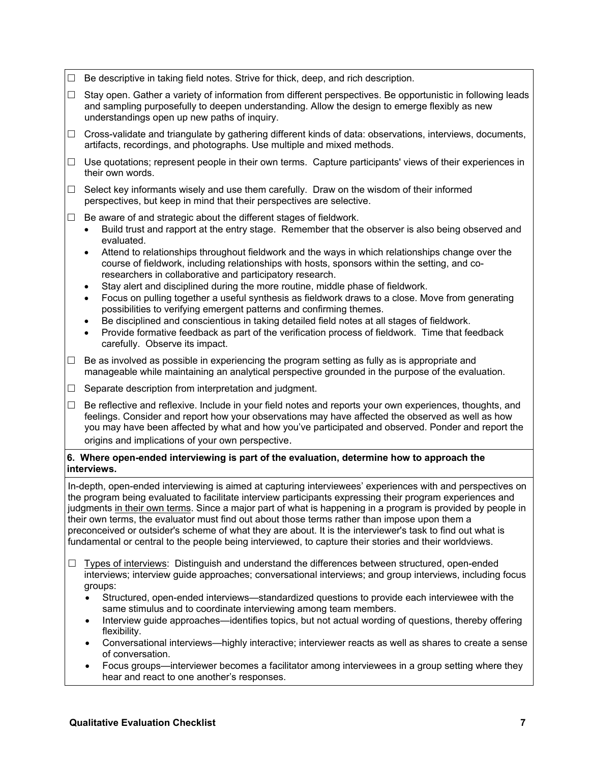☐ Be descriptive in taking field notes. Strive for thick, deep, and rich description.

☐ Stay open. Gather a variety of information from different perspectives. Be opportunistic in following leads and sampling purposefully to deepen understanding. Allow the design to emerge flexibly as new understandings open up new paths of inquiry.

☐ Cross-validate and triangulate by gathering different kinds of data: observations, interviews, documents, artifacts, recordings, and photographs. Use multiple and mixed methods.

☐ Use quotations; represent people in their own terms. Capture participants' views of their experiences in their own words.

☐ Select key informants wisely and use them carefully. Draw on the wisdom of their informed perspectives, but keep in mind that their perspectives are selective.

☐ Be aware of and strategic about the different stages of fieldwork.
- Build trust and rapport at the entry stage. Remember that the observer is also being observed and evaluated.
- Attend to relationships throughout fieldwork and the ways in which relationships change over the course of fieldwork, including relationships with hosts, sponsors within the setting, and co-researchers in collaborative and participatory research.
- Stay alert and disciplined during the more routine, middle phase of fieldwork.
- Focus on pulling together a useful synthesis as fieldwork draws to a close. Move from generating possibilities to verifying emergent patterns and confirming themes.
- Be disciplined and conscientious in taking detailed field notes at all stages of fieldwork.
- Provide formative feedback as part of the verification process of fieldwork. Time that feedback carefully. Observe its impact.

☐ Be as involved as possible in experiencing the program setting as fully as is appropriate and manageable while maintaining an analytical perspective grounded in the purpose of the evaluation.

☐ Separate description from interpretation and judgment.

☐ Be reflective and reflexive. Include in your field notes and reports your own experiences, thoughts, and feelings. Consider and report how your observations may have affected the observed as well as how you may have been affected by what and how you've participated and observed. Ponder and report the origins and implications of your own perspective.

**6. Where open-ended interviewing is part of the evaluation, determine how to approach the interviews.**

In-depth, open-ended interviewing is aimed at capturing interviewees' experiences with and perspectives on the program being evaluated to facilitate interview participants expressing their program experiences and judgments <u>in their own terms</u>. Since a major part of what is happening in a program is provided by people in their own terms, the evaluator must find out about those terms rather than impose upon them a preconceived or outsider's scheme of what they are about. It is the interviewer's task to find out what is fundamental or central to the people being interviewed, to capture their stories and their worldviews.

☐ <u>Types of interviews</u>: Distinguish and understand the differences between structured, open-ended interviews; interview guide approaches; conversational interviews; and group interviews, including focus groups:
- Structured, open-ended interviews—standardized questions to provide each interviewee with the same stimulus and to coordinate interviewing among team members.
- Interview guide approaches—identifies topics, but not actual wording of questions, thereby offering flexibility.
- Conversational interviews—highly interactive; interviewer reacts as well as shares to create a sense of conversation.
- Focus groups—interviewer becomes a facilitator among interviewees in a group setting where they hear and react to one another's responses.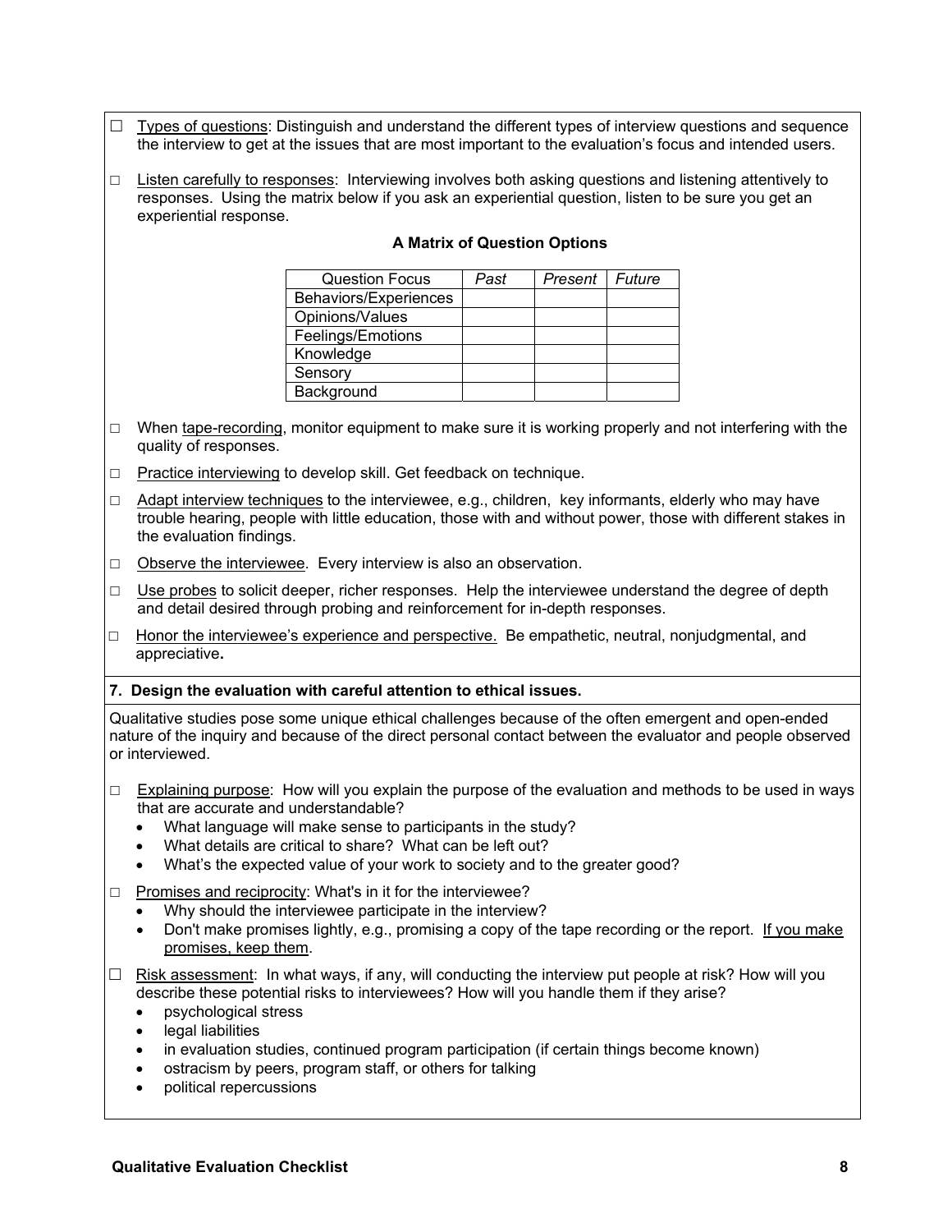- ☐ Types of questions: Distinguish and understand the different types of interview questions and sequence the interview to get at the issues that are most important to the evaluation's focus and intended users.

- ☐ Listen carefully to responses: Interviewing involves both asking questions and listening attentively to responses. Using the matrix below if you ask an experiential question, listen to be sure you get an experiential response.

**A Matrix of Question Options**

| Question Focus | *Past* | *Present* | *Future* |
|---|---|---|---|
| Behaviors/Experiences | | | |
| Opinions/Values | | | |
| Feelings/Emotions | | | |
| Knowledge | | | |
| Sensory | | | |
| Background | | | |

- ☐ When tape-recording, monitor equipment to make sure it is working properly and not interfering with the quality of responses.

- ☐ Practice interviewing to develop skill. Get feedback on technique.

- ☐ Adapt interview techniques to the interviewee, e.g., children, key informants, elderly who may have trouble hearing, people with little education, those with and without power, those with different stakes in the evaluation findings.

- ☐ Observe the interviewee. Every interview is also an observation.

- ☐ Use probes to solicit deeper, richer responses. Help the interviewee understand the degree of depth and detail desired through probing and reinforcement for in-depth responses.

- ☐ Honor the interviewee's experience and perspective. Be empathetic, neutral, nonjudgmental, and appreciative.

**7. Design the evaluation with careful attention to ethical issues.**

Qualitative studies pose some unique ethical challenges because of the often emergent and open-ended nature of the inquiry and because of the direct personal contact between the evaluator and people observed or interviewed.

- ☐ Explaining purpose: How will you explain the purpose of the evaluation and methods to be used in ways that are accurate and understandable?
  - What language will make sense to participants in the study?
  - What details are critical to share? What can be left out?
  - What's the expected value of your work to society and to the greater good?

- ☐ Promises and reciprocity: What's in it for the interviewee?
  - Why should the interviewee participate in the interview?
  - Don't make promises lightly, e.g., promising a copy of the tape recording or the report. If you make promises, keep them.

- ☐ Risk assessment: In what ways, if any, will conducting the interview put people at risk? How will you describe these potential risks to interviewees? How will you handle them if they arise?
  - psychological stress
  - legal liabilities
  - in evaluation studies, continued program participation (if certain things become known)
  - ostracism by peers, program staff, or others for talking
  - political repercussions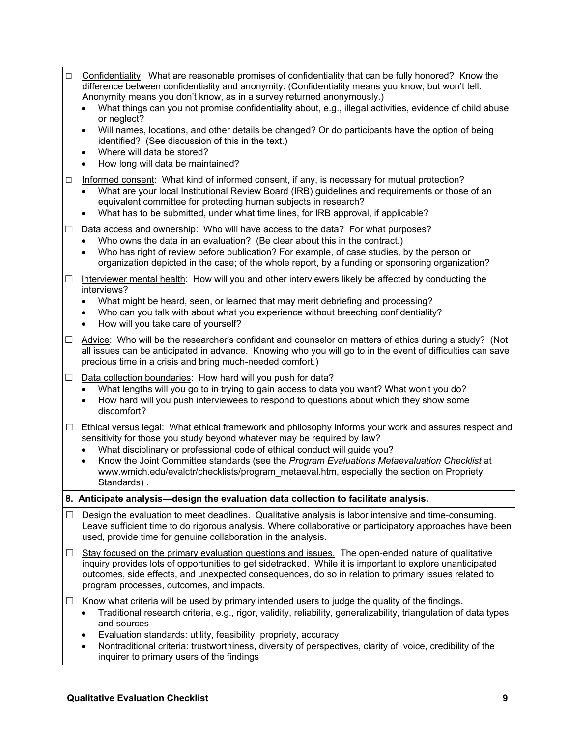- ☐ <u>Confidentiality</u>: What are reasonable promises of confidentiality that can be fully honored? Know the difference between confidentiality and anonymity. (Confidentiality means you know, but won't tell. Anonymity means you don't know, as in a survey returned anonymously.)
  - What things can you <u>not</u> promise confidentiality about, e.g., illegal activities, evidence of child abuse or neglect?
  - Will names, locations, and other details be changed? Or do participants have the option of being identified? (See discussion of this in the text.)
  - Where will data be stored?
  - How long will data be maintained?
- ☐ <u>Informed consent</u>: What kind of informed consent, if any, is necessary for mutual protection?
  - What are your local Institutional Review Board (IRB) guidelines and requirements or those of an equivalent committee for protecting human subjects in research?
  - What has to be submitted, under what time lines, for IRB approval, if applicable?
- ☐ <u>Data access and ownership</u>: Who will have access to the data? For what purposes?
  - Who owns the data in an evaluation? (Be clear about this in the contract.)
  - Who has right of review before publication? For example, of case studies, by the person or organization depicted in the case; of the whole report, by a funding or sponsoring organization?
- ☐ <u>Interviewer mental health</u>: How will you and other interviewers likely be affected by conducting the interviews?
  - What might be heard, seen, or learned that may merit debriefing and processing?
  - Who can you talk with about what you experience without breeching confidentiality?
  - How will you take care of yourself?
- ☐ <u>Advice</u>: Who will be the researcher's confidant and counselor on matters of ethics during a study? (Not all issues can be anticipated in advance. Knowing who you will go to in the event of difficulties can save precious time in a crisis and bring much-needed comfort.)
- ☐ <u>Data collection boundaries</u>: How hard will you push for data?
  - What lengths will you go to in trying to gain access to data you want? What won't you do?
  - How hard will you push interviewees to respond to questions about which they show some discomfort?
- ☐ <u>Ethical versus legal</u>: What ethical framework and philosophy informs your work and assures respect and sensitivity for those you study beyond whatever may be required by law?
  - What disciplinary or professional code of ethical conduct will guide you?
  - Know the Joint Committee standards (see the *Program Evaluations Metaevaluation Checklist* at www.wmich.edu/evalctr/checklists/program_metaeval.htm, especially the section on Propriety Standards) .

**8. Anticipate analysis—design the evaluation data collection to facilitate analysis.**

- ☐ <u>Design the evaluation to meet deadlines.</u> Qualitative analysis is labor intensive and time-consuming. Leave sufficient time to do rigorous analysis. Where collaborative or participatory approaches have been used, provide time for genuine collaboration in the analysis.
- ☐ <u>Stay focused on the primary evaluation questions and issues.</u> The open-ended nature of qualitative inquiry provides lots of opportunities to get sidetracked. While it is important to explore unanticipated outcomes, side effects, and unexpected consequences, do so in relation to primary issues related to program processes, outcomes, and impacts.
- ☐ <u>Know what criteria will be used by primary intended users to judge the quality of the findings</u>.
  - Traditional research criteria, e.g., rigor, validity, reliability, generalizability, triangulation of data types and sources
  - Evaluation standards: utility, feasibility, propriety, accuracy
  - Nontraditional criteria: trustworthiness, diversity of perspectives, clarity of voice, credibility of the inquirer to primary users of the findings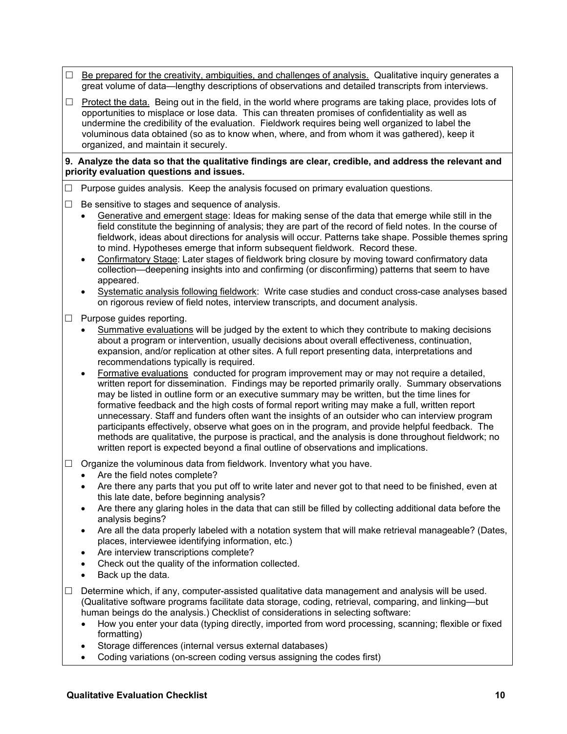☐ Be prepared for the creativity, ambiguities, and challenges of analysis. Qualitative inquiry generates a great volume of data—lengthy descriptions of observations and detailed transcripts from interviews.

☐ Protect the data. Being out in the field, in the world where programs are taking place, provides lots of opportunities to misplace or lose data. This can threaten promises of confidentiality as well as undermine the credibility of the evaluation. Fieldwork requires being well organized to label the voluminous data obtained (so as to know when, where, and from whom it was gathered), keep it organized, and maintain it securely.

**9. Analyze the data so that the qualitative findings are clear, credible, and address the relevant and priority evaluation questions and issues.**

☐ Purpose guides analysis. Keep the analysis focused on primary evaluation questions.

☐ Be sensitive to stages and sequence of analysis.

- Generative and emergent stage: Ideas for making sense of the data that emerge while still in the field constitute the beginning of analysis; they are part of the record of field notes. In the course of fieldwork, ideas about directions for analysis will occur. Patterns take shape. Possible themes spring to mind. Hypotheses emerge that inform subsequent fieldwork. Record these.
- Confirmatory Stage: Later stages of fieldwork bring closure by moving toward confirmatory data collection—deepening insights into and confirming (or disconfirming) patterns that seem to have appeared.
- Systematic analysis following fieldwork: Write case studies and conduct cross-case analyses based on rigorous review of field notes, interview transcripts, and document analysis.

☐ Purpose guides reporting.

- Summative evaluations will be judged by the extent to which they contribute to making decisions about a program or intervention, usually decisions about overall effectiveness, continuation, expansion, and/or replication at other sites. A full report presenting data, interpretations and recommendations typically is required.
- Formative evaluations conducted for program improvement may or may not require a detailed, written report for dissemination. Findings may be reported primarily orally. Summary observations may be listed in outline form or an executive summary may be written, but the time lines for formative feedback and the high costs of formal report writing may make a full, written report unnecessary. Staff and funders often want the insights of an outsider who can interview program participants effectively, observe what goes on in the program, and provide helpful feedback. The methods are qualitative, the purpose is practical, and the analysis is done throughout fieldwork; no written report is expected beyond a final outline of observations and implications.

☐ Organize the voluminous data from fieldwork. Inventory what you have.

- Are the field notes complete?
- Are there any parts that you put off to write later and never got to that need to be finished, even at this late date, before beginning analysis?
- Are there any glaring holes in the data that can still be filled by collecting additional data before the analysis begins?
- Are all the data properly labeled with a notation system that will make retrieval manageable? (Dates, places, interviewee identifying information, etc.)
- Are interview transcriptions complete?
- Check out the quality of the information collected.
- Back up the data.

☐ Determine which, if any, computer-assisted qualitative data management and analysis will be used. (Qualitative software programs facilitate data storage, coding, retrieval, comparing, and linking—but human beings do the analysis.) Checklist of considerations in selecting software:

- How you enter your data (typing directly, imported from word processing, scanning; flexible or fixed formatting)
- Storage differences (internal versus external databases)
- Coding variations (on-screen coding versus assigning the codes first)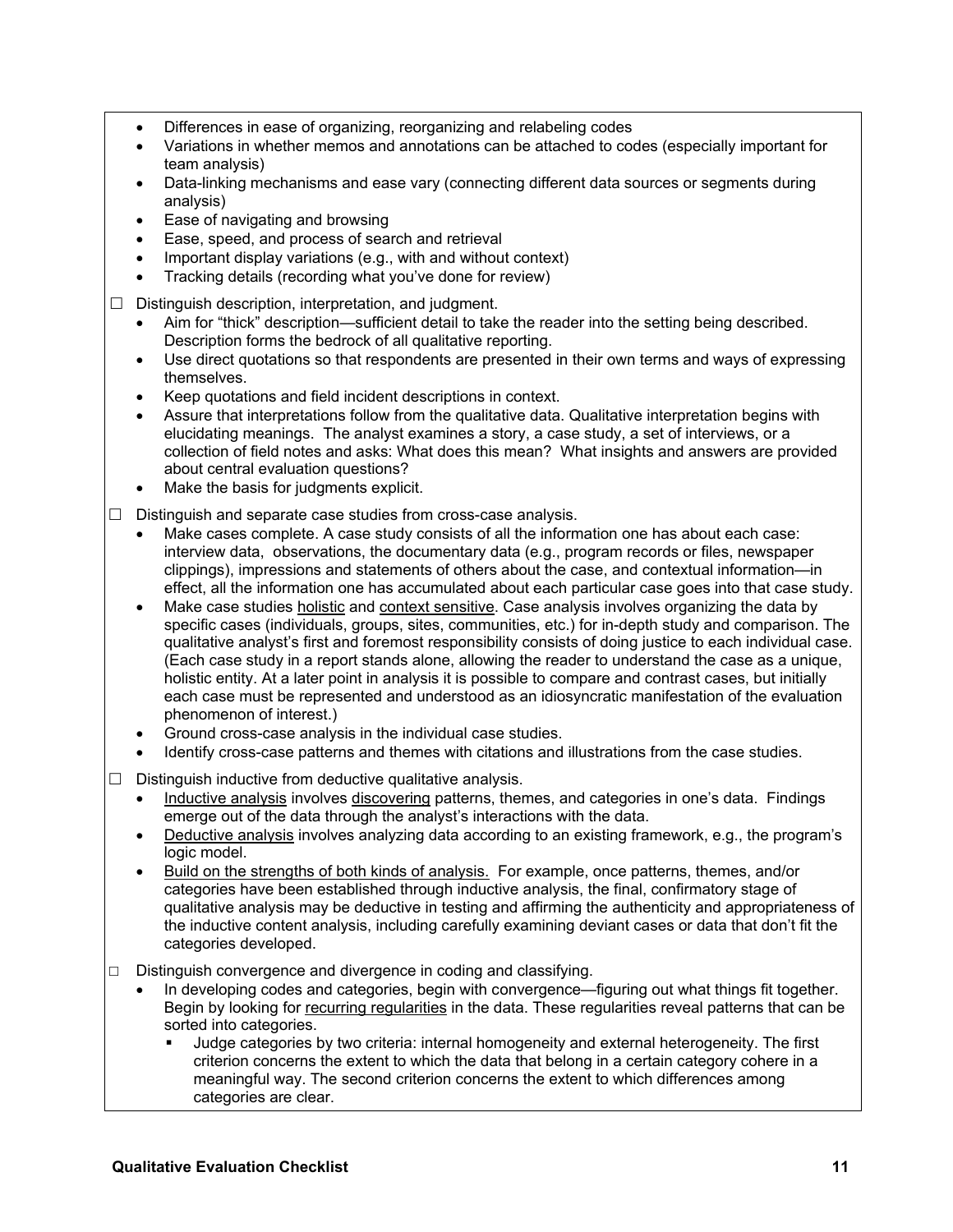- Differences in ease of organizing, reorganizing and relabeling codes
- Variations in whether memos and annotations can be attached to codes (especially important for team analysis)
- Data-linking mechanisms and ease vary (connecting different data sources or segments during analysis)
- Ease of navigating and browsing
- Ease, speed, and process of search and retrieval
- Important display variations (e.g., with and without context)
- Tracking details (recording what you've done for review)

☐ Distinguish description, interpretation, and judgment.

- Aim for "thick" description—sufficient detail to take the reader into the setting being described. Description forms the bedrock of all qualitative reporting.
- Use direct quotations so that respondents are presented in their own terms and ways of expressing themselves.
- Keep quotations and field incident descriptions in context.
- Assure that interpretations follow from the qualitative data. Qualitative interpretation begins with elucidating meanings. The analyst examines a story, a case study, a set of interviews, or a collection of field notes and asks: What does this mean? What insights and answers are provided about central evaluation questions?
- Make the basis for judgments explicit.

☐ Distinguish and separate case studies from cross-case analysis.

- Make cases complete. A case study consists of all the information one has about each case: interview data, observations, the documentary data (e.g., program records or files, newspaper clippings), impressions and statements of others about the case, and contextual information—in effect, all the information one has accumulated about each particular case goes into that case study.
- Make case studies <u>holistic</u> and <u>context sensitive</u>. Case analysis involves organizing the data by specific cases (individuals, groups, sites, communities, etc.) for in-depth study and comparison. The qualitative analyst's first and foremost responsibility consists of doing justice to each individual case. (Each case study in a report stands alone, allowing the reader to understand the case as a unique, holistic entity. At a later point in analysis it is possible to compare and contrast cases, but initially each case must be represented and understood as an idiosyncratic manifestation of the evaluation phenomenon of interest.)
- Ground cross-case analysis in the individual case studies.
- Identify cross-case patterns and themes with citations and illustrations from the case studies.

☐ Distinguish inductive from deductive qualitative analysis.

- <u>Inductive analysis</u> involves <u>discovering</u> patterns, themes, and categories in one's data. Findings emerge out of the data through the analyst's interactions with the data.
- <u>Deductive analysis</u> involves analyzing data according to an existing framework, e.g., the program's logic model.
- <u>Build on the strengths of both kinds of analysis.</u> For example, once patterns, themes, and/or categories have been established through inductive analysis, the final, confirmatory stage of qualitative analysis may be deductive in testing and affirming the authenticity and appropriateness of the inductive content analysis, including carefully examining deviant cases or data that don't fit the categories developed.

☐ Distinguish convergence and divergence in coding and classifying.

- In developing codes and categories, begin with convergence—figuring out what things fit together. Begin by looking for <u>recurring regularities</u> in the data. These regularities reveal patterns that can be sorted into categories.
  - Judge categories by two criteria: internal homogeneity and external heterogeneity. The first criterion concerns the extent to which the data that belong in a certain category cohere in a meaningful way. The second criterion concerns the extent to which differences among categories are clear.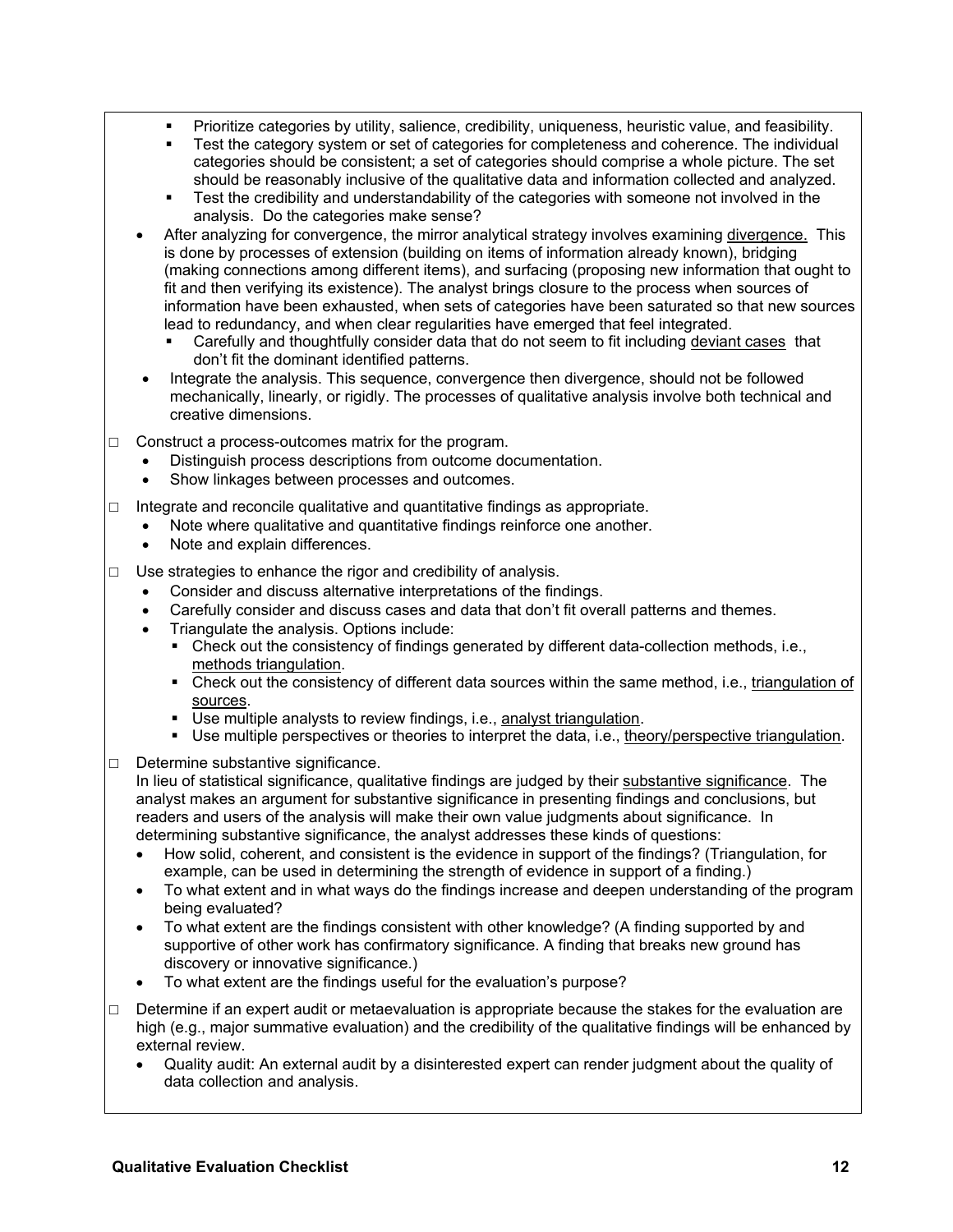- Prioritize categories by utility, salience, credibility, uniqueness, heuristic value, and feasibility.
  - Test the category system or set of categories for completeness and coherence. The individual categories should be consistent; a set of categories should comprise a whole picture. The set should be reasonably inclusive of the qualitative data and information collected and analyzed.
  - Test the credibility and understandability of the categories with someone not involved in the analysis. Do the categories make sense?
- After analyzing for convergence, the mirror analytical strategy involves examining <u>divergence.</u> This is done by processes of extension (building on items of information already known), bridging (making connections among different items), and surfacing (proposing new information that ought to fit and then verifying its existence). The analyst brings closure to the process when sources of information have been exhausted, when sets of categories have been saturated so that new sources lead to redundancy, and when clear regularities have emerged that feel integrated.
  - Carefully and thoughtfully consider data that do not seem to fit including <u>deviant cases</u> that don't fit the dominant identified patterns.
- Integrate the analysis. This sequence, convergence then divergence, should not be followed mechanically, linearly, or rigidly. The processes of qualitative analysis involve both technical and creative dimensions.

□ Construct a process-outcomes matrix for the program.
- Distinguish process descriptions from outcome documentation.
- Show linkages between processes and outcomes.

□ Integrate and reconcile qualitative and quantitative findings as appropriate.
- Note where qualitative and quantitative findings reinforce one another.
- Note and explain differences.

□ Use strategies to enhance the rigor and credibility of analysis.
- Consider and discuss alternative interpretations of the findings.
- Carefully consider and discuss cases and data that don't fit overall patterns and themes.
- Triangulate the analysis. Options include:
  - Check out the consistency of findings generated by different data-collection methods, i.e., <u>methods triangulation</u>.
  - Check out the consistency of different data sources within the same method, i.e., <u>triangulation of sources</u>.
  - Use multiple analysts to review findings, i.e., <u>analyst triangulation</u>.
  - Use multiple perspectives or theories to interpret the data, i.e., <u>theory/perspective triangulation</u>.

□ Determine substantive significance.
In lieu of statistical significance, qualitative findings are judged by their <u>substantive significance</u>. The analyst makes an argument for substantive significance in presenting findings and conclusions, but readers and users of the analysis will make their own value judgments about significance. In determining substantive significance, the analyst addresses these kinds of questions:
- How solid, coherent, and consistent is the evidence in support of the findings? (Triangulation, for example, can be used in determining the strength of evidence in support of a finding.)
- To what extent and in what ways do the findings increase and deepen understanding of the program being evaluated?
- To what extent are the findings consistent with other knowledge? (A finding supported by and supportive of other work has confirmatory significance. A finding that breaks new ground has discovery or innovative significance.)
- To what extent are the findings useful for the evaluation's purpose?

□ Determine if an expert audit or metaevaluation is appropriate because the stakes for the evaluation are high (e.g., major summative evaluation) and the credibility of the qualitative findings will be enhanced by external review.
- Quality audit: An external audit by a disinterested expert can render judgment about the quality of data collection and analysis.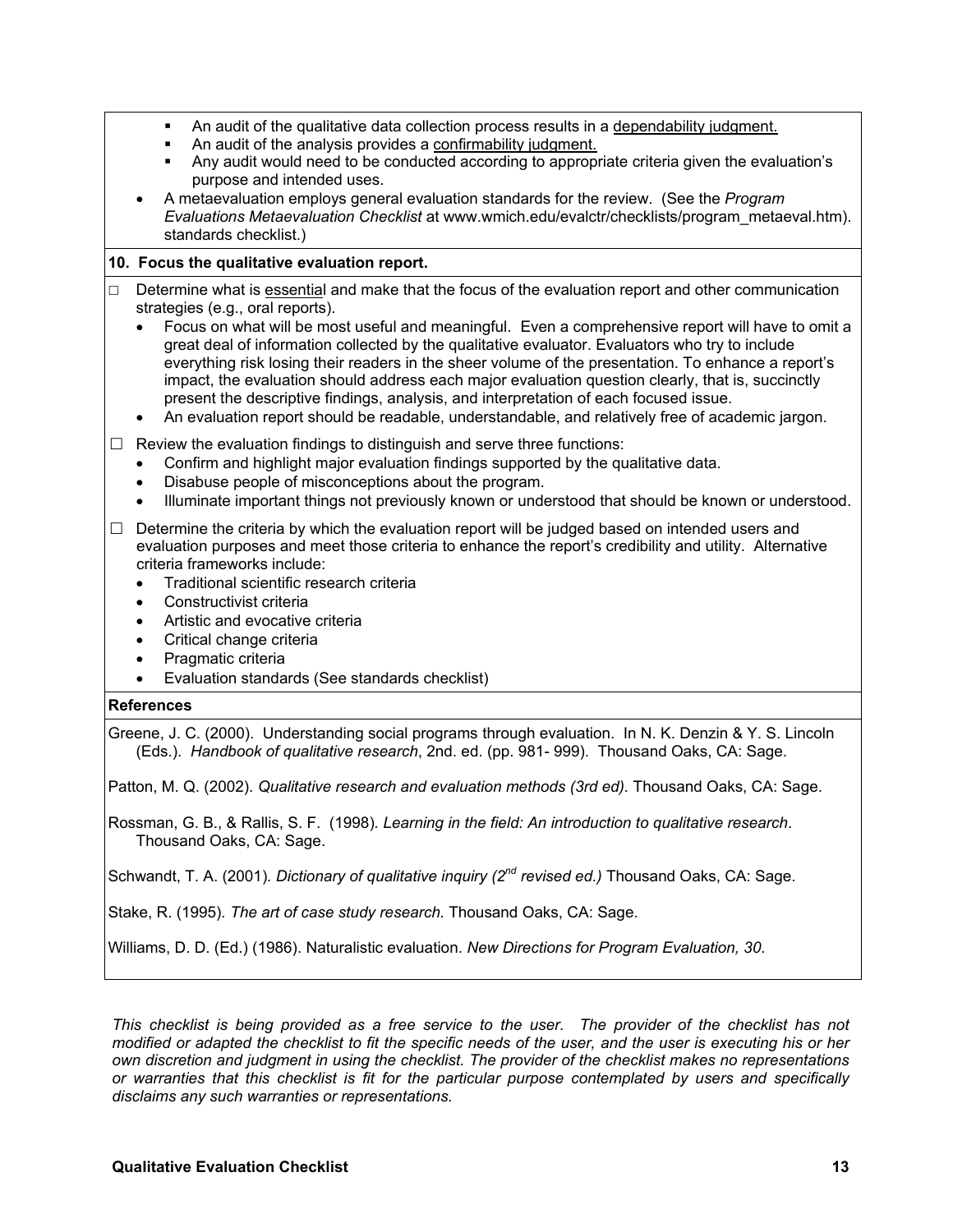- An audit of the qualitative data collection process results in a dependability judgment.
- An audit of the analysis provides a confirmability judgment.
- Any audit would need to be conducted according to appropriate criteria given the evaluation's purpose and intended uses.

- A metaevaluation employs general evaluation standards for the review. (See the *Program Evaluations Metaevaluation Checklist* at www.wmich.edu/evalctr/checklists/program_metaeval.htm). standards checklist.)

**10. Focus the qualitative evaluation report.**

□ Determine what is essential and make that the focus of the evaluation report and other communication strategies (e.g., oral reports).

- Focus on what will be most useful and meaningful. Even a comprehensive report will have to omit a great deal of information collected by the qualitative evaluator. Evaluators who try to include everything risk losing their readers in the sheer volume of the presentation. To enhance a report's impact, the evaluation should address each major evaluation question clearly, that is, succinctly present the descriptive findings, analysis, and interpretation of each focused issue.
- An evaluation report should be readable, understandable, and relatively free of academic jargon.

☐ Review the evaluation findings to distinguish and serve three functions:

- Confirm and highlight major evaluation findings supported by the qualitative data.
- Disabuse people of misconceptions about the program.
- Illuminate important things not previously known or understood that should be known or understood.

☐ Determine the criteria by which the evaluation report will be judged based on intended users and evaluation purposes and meet those criteria to enhance the report's credibility and utility. Alternative criteria frameworks include:

- Traditional scientific research criteria
- Constructivist criteria
- Artistic and evocative criteria
- Critical change criteria
- Pragmatic criteria
- Evaluation standards (See standards checklist)

**References**

Greene, J. C. (2000). Understanding social programs through evaluation. In N. K. Denzin & Y. S. Lincoln (Eds.). *Handbook of qualitative research*, 2nd. ed. (pp. 981- 999). Thousand Oaks, CA: Sage.

Patton, M. Q. (2002). *Qualitative research and evaluation methods (3rd ed).* Thousand Oaks, CA: Sage.

Rossman, G. B., & Rallis, S. F. (1998). *Learning in the field: An introduction to qualitative research*. Thousand Oaks, CA: Sage.

Schwandt, T. A. (2001). *Dictionary of qualitative inquiry (2nd revised ed.)* Thousand Oaks, CA: Sage.

Stake, R. (1995). *The art of case study research.* Thousand Oaks, CA: Sage.

Williams, D. D. (Ed.) (1986). Naturalistic evaluation. *New Directions for Program Evaluation, 30*.

*This checklist is being provided as a free service to the user. The provider of the checklist has not modified or adapted the checklist to fit the specific needs of the user, and the user is executing his or her own discretion and judgment in using the checklist. The provider of the checklist makes no representations or warranties that this checklist is fit for the particular purpose contemplated by users and specifically disclaims any such warranties or representations.*